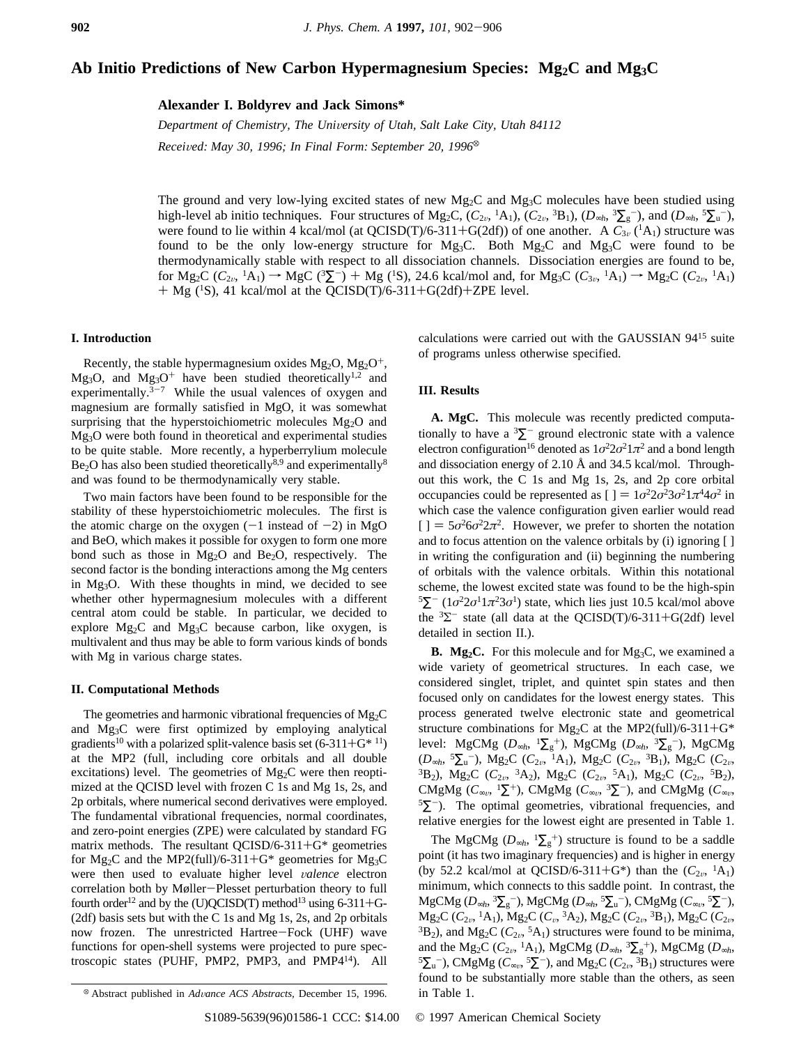# Ab Initio Predictions of New Carbon Hypermagnesium Species: $Mg_2C$ and $Mg_3C$

**Alexander I. Boldyrev and Jack Simons***

*Department of Chemistry, The University of Utah, Salt Lake City, Utah 84112*

*Received: May 30, 1996; In Final Form: September 20, 1996*[⊗]

The ground and very low-lying excited states of new $Mg_2C$ and $Mg_3C$ molecules have been studied using high-level ab initio techniques. Four structures of $Mg_2C$, ($C_{2v}$, $^1A_1$), ($C_{2v}$, $^3B_1$), ($D_{\infty h}$, $^3\Sigma_g^-$), and ($D_{\infty h}$, $^5\Sigma_u^-$), were found to lie within 4 kcal/mol (at QCISD(T)/6-311+G(2df)) of one another. A $C_{3v}$ ($^1A_1$) structure was found to be the only low-energy structure for $Mg_3C$. Both $Mg_2C$ and $Mg_3C$ were found to be thermodynamically stable with respect to all dissociation channels. Dissociation energies are found to be, for $Mg_2C$ ($C_{2v}$, $^1A_1$) → MgC ($^3\Sigma^-$) + Mg ($^1S$), 24.6 kcal/mol and, for $Mg_3C$ ($C_{3v}$, $^1A_1$) → $Mg_2C$ ($C_{2v}$, $^1A_1$) + Mg ($^1S$), 41 kcal/mol at the QCISD(T)/6-311+G(2df)+ZPE level.

## I. Introduction

Recently, the stable hypermagnesium oxides $Mg_2O$, $Mg_2O^+$, $Mg_3O$, and $Mg_3O^+$ have been studied theoretically[1,2] and experimentally.[3-7] While the usual valences of oxygen and magnesium are formally satisfied in MgO, it was somewhat surprising that the hyperstoichiometric molecules $Mg_2O$ and $Mg_3O$ were both found in theoretical and experimental studies to be quite stable. More recently, a hyperberryllium molecule $Be_2O$ has also been studied theoretically[8,9] and experimentally[8] and was found to be thermodynamically very stable.

Two main factors have been found to be responsible for the stability of these hyperstoichiometric molecules. The first is the atomic charge on the oxygen (−1 instead of −2) in MgO and BeO, which makes it possible for oxygen to form one more bond such as those in $Mg_2O$ and $Be_2O$, respectively. The second factor is the bonding interactions among the Mg centers in $Mg_3O$. With these thoughts in mind, we decided to see whether other hypermagnesium molecules with a different central atom could be stable. In particular, we decided to explore $Mg_2C$ and $Mg_3C$ because carbon, like oxygen, is multivalent and thus may be able to form various kinds of bonds with Mg in various charge states.

## II. Computational Methods

The geometries and harmonic vibrational frequencies of $Mg_2C$ and $Mg_3C$ were first optimized by employing analytical gradients[10] with a polarized split-valence basis set (6-311+G*[11]) at the MP2 (full, including core orbitals and all double excitations) level. The geometries of $Mg_2C$ were then reoptimized at the QCISD level with frozen C 1s and Mg 1s, 2s, and 2p orbitals, where numerical second derivatives were employed. The fundamental vibrational frequencies, normal coordinates, and zero-point energies (ZPE) were calculated by standard FG matrix methods. The resultant QCISD/6-311+G* geometries for $Mg_2C$ and the MP2(full)/6-311+G* geometries for $Mg_3C$ were then used to evaluate higher level *valence* electron correlation both by Møller−Plesset perturbation theory to full fourth order[12] and by the (U)QCISD(T) method[13] using 6-311+G(2df) basis sets but with the C 1s and Mg 1s, 2s, and 2p orbitals now frozen. The unrestricted Hartree−Fock (UHF) wave functions for open-shell systems were projected to pure spectroscopic states (PUHF, PMP2, PMP3, and PMP4[14]). All calculations were carried out with the GAUSSIAN 94[15] suite of programs unless otherwise specified.

## III. Results

**A. MgC.** This molecule was recently predicted computationally to have a $^3\Sigma^-$ ground electronic state with a valence electron configuration[16] denoted as $1\sigma^2 2\sigma^2 1\pi^2$ and a bond length and dissociation energy of 2.10 Å and 34.5 kcal/mol. Throughout this work, the C 1s and Mg 1s, 2s, and 2p core orbital occupancies could be represented as [ ] = $1\sigma^2 2\sigma^2 3\sigma^2 1\pi^4 4\sigma^2$ in which case the valence configuration given earlier would read [ ] = $5\sigma^2 6\sigma^2 2\pi^2$. However, we prefer to shorten the notation and to focus attention on the valence orbitals by (i) ignoring [ ] in writing the configuration and (ii) beginning the numbering of orbitals with the valence orbitals. Within this notational scheme, the lowest excited state was found to be the high-spin $^5\Sigma^-$ ($1\sigma^2 2\sigma^1 1\pi^2 3\sigma^1$) state, which lies just 10.5 kcal/mol above the $^3\Sigma^-$ state (all data at the QCISD(T)/6-311+G(2df) level detailed in section II.).

**B. $Mg_2C$.** For this molecule and for $Mg_3C$, we examined a wide variety of geometrical structures. In each case, we considered singlet, triplet, and quintet spin states and then focused only on candidates for the lowest energy states. This process generated twelve electronic state and geometrical structure combinations for $Mg_2C$ at the MP2(full)/6-311+G* level: MgCMg ($D_{\infty h}$, $^1\Sigma_g^+$), MgCMg ($D_{\infty h}$, $^3\Sigma_g^-$), MgCMg ($D_{\infty h}$, $^5\Sigma_u^-$), $Mg_2C$ ($C_{2v}$, $^1A_1$), $Mg_2C$ ($C_{2v}$, $^3B_1$), $Mg_2C$ ($C_{2v}$, $^3B_2$), $Mg_2C$ ($C_{2v}$, $^3A_2$), $Mg_2C$ ($C_{2v}$, $^5A_1$), $Mg_2C$ ($C_{2v}$, $^5B_2$), CMgMg ($C_{\infty v}$, $^1\Sigma^+$), CMgMg ($C_{\infty v}$, $^3\Sigma^-$), and CMgMg ($C_{\infty v}$, $^5\Sigma^-$). The optimal geometries, vibrational frequencies, and relative energies for the lowest eight are presented in Table 1.

The MgCMg ($D_{\infty h}$, $^1\Sigma_g^+$) structure is found to be a saddle point (it has two imaginary frequencies) and is higher in energy (by 52.2 kcal/mol at QCISD/6-311+G*) than the ($C_{2v}$, $^1A_1$) minimum, which connects to this saddle point. In contrast, the MgCMg ($D_{\infty h}$, $^3\Sigma_g^-$), MgCMg ($D_{\infty h}$, $^5\Sigma_u^-$), CMgMg ($C_{\infty v}$, $^5\Sigma^-$), $Mg_2C$ ($C_{2v}$, $^1A_1$), $Mg_2C$ ($C_v$, $^3A_2$), $Mg_2C$ ($C_{2v}$, $^3B_1$), $Mg_2C$ ($C_{2v}$, $^3B_2$), and $Mg_2C$ ($C_{2v}$, $^5A_1$) structures were found to be minima, and the $Mg_2C$ ($C_{2v}$, $^1A_1$), MgCMg ($D_{\infty h}$, $^3\Sigma_g^+$), MgCMg ($D_{\infty h}$, $^5\Sigma_u^-$), CMgMg ($C_{\infty v}$, $^5\Sigma^-$), and $Mg_2C$ ($C_{2v}$, $^3B_1$) structures were found to be substantially more stable than the others, as seen in Table 1.

⊗ Abstract published in *Advance ACS Abstracts*, December 15, 1996.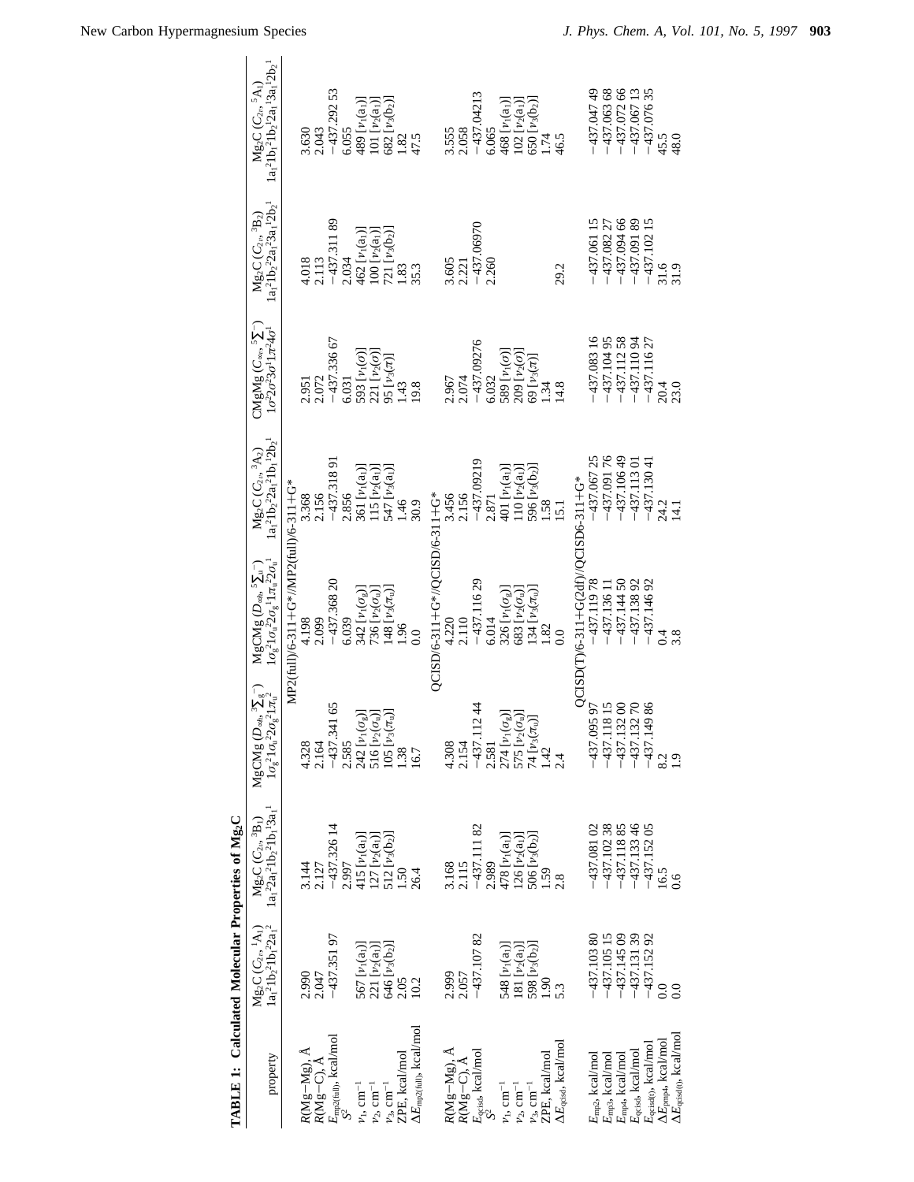**TABLE 1: Calculated Molecular Properties of $Mg_2C$**

| property | $Mg_2C$ ($C_{2v}$, $^1A_1$) $1a_1^2 1b_1^2 1b_2^2 2a_1^2$ | $Mg_2C$ ($C_{2v}$, $^3B_1$) $1a_1^2 2a_1^2 1b_2^2 1b_1^1 3a_1^1$ | MgCMg ($D_{\infty h}$, $^3\Sigma_g^-$) $1\sigma_g^2 1\sigma_u^2 2\sigma_g^2 1\pi_u^2$ | MgCMg ($D_{\infty h}$, $^5\Sigma_u^-$) $1\sigma_g^2 1\sigma_u^2 2\sigma_g^1 1\pi_u^2 2\sigma_u^1$ | $Mg_2C$ ($C_{2v}$, $^3A_2$) $1a_1^2 1b_2^2 2a_1^2 1b_1^1 2b_2^1$ | CMgMg ($C_{\infty v}$, $^5\Sigma^-$) $1\sigma^2 2\sigma^2 3\sigma^1 1\pi^2 4\sigma^1$ | $Mg_2C$ ($C_{2v}$, $^3B_2$) $1a_1^2 1b_2^2 2a_1^2 3a_1^1 2b_2^1$ | $Mg_2C$ ($C_{2v}$, $^5A_1$) $1a_1^2 1b_1^2 1b_2^1 2a_1^1 3a_1^1 2b_2^1$ |
|---|---|---|---|---|---|---|---|---|
| | | | | MP2(full)/6-311+G*//MP2(full)/6-311+G* | | | | |
| $R$(Mg–Mg), Å | 2.990 | 3.144 | 4.328 | 4.198 | 3.368 | 2.951 | 4.018 | 3.630 |
| $R$(Mg–C), Å | 2.047 | 2.127 | 2.164 | 2.099 | 2.156 | 2.072 | 2.113 | 2.043 |
| $E_{mp2(full)}$, kcal/mol | −437.351 97 | −437.326 14 | −437.341 65 | −437.368 20 | −437.318 91 | −437.336 67 | −437.311 89 | −437.292 53 |
| $S^2$ | | 2.997 | 2.585 | 6.039 | 2.856 | 6.031 | 2.034 | 6.055 |
| $\nu_1$, cm$^{-1}$ | 567 [$\nu_1$(a$_1$)] | 415 [$\nu_1$(a$_1$)] | 242 [$\nu_1(\sigma_g)$] | 342 [$\nu_1(\sigma_g)$] | 361 [$\nu_1$(a$_1$)] | 593 [$\nu_1(\sigma)$] | 462 [$\nu_1$(a$_1$)] | 489 [$\nu_1$(a$_1$)] |
| $\nu_2$, cm$^{-1}$ | 221 [$\nu_2$(a$_1$)] | 127 [$\nu_2$(a$_1$)] | 516 [$\nu_2(\sigma_u)$] | 736 [$\nu_2(\sigma_u)$] | 115 [$\nu_2$(a$_1$)] | 221 [$\nu_2(\sigma)$] | 100 [$\nu_2$(a$_1$)] | 101 [$\nu_2$(a$_1$)] |
| $\nu_3$, cm$^{-1}$ | 646 [$\nu_3$(b$_2$)] | 512 [$\nu_3$(b$_2$)] | 105 [$\nu_3(\pi_u)$] | 148 [$\nu_3(\pi_u)$] | 547 [$\nu_3$(a$_1$)] | 95 [$\nu_3(\pi)$] | 721 [$\nu_3$(b$_2$)] | 682 [$\nu_3$(b$_2$)] |
| ZPE, kcal/mol | 2.05 | 1.50 | 1.38 | 1.96 | 1.46 | 1.43 | 1.83 | 1.82 |
| $\Delta E_{mp2(full)}$, kcal/mol | 10.2 | 26.4 | 16.7 | 0.0 | 30.9 | 19.8 | 35.3 | 47.5 |
| | | | | QCISD/6-311+G*//QCISD/6-311+G* | | | | |
| $R$(Mg–Mg), Å | 2.999 | 3.168 | 4.308 | 4.220 | 3.456 | 2.967 | 3.605 | 3.555 |
| $R$(Mg–C), Å | 2.057 | 2.115 | 2.154 | 2.110 | 2.156 | 2.074 | 2.221 | 2.058 |
| $E_{qcisd}$, kcal/mol | −437.107 82 | −437.111 82 | −437.112 44 | −437.116 29 | −437.09219 | −437.09276 | −437.06970 | −437.04213 |
| $S^2$ | | 2.989 | 2.581 | 6.014 | 2.871 | 6.032 | 2.260 | 6.065 |
| $\nu_1$, cm$^{-1}$ | 548 [$\nu_1$(a$_1$)] | 478 [$\nu_1$(a$_1$)] | 274 [$\nu_1(\sigma_g)$] | 326 [$\nu_1(\sigma_g)$] | 401 [$\nu_1$(a$_1$)] | 589 [$\nu_1(\sigma)$] | | 468 [$\nu_1$(a$_1$)] |
| $\nu_2$, cm$^{-1}$ | 181 [$\nu_2$(a$_1$)] | 126 [$\nu_2$(a$_1$)] | 575 [$\nu_2(\sigma_u)$] | 683 [$\nu_2(\sigma_u)$] | 110 [$\nu_2$(a$_1$)] | 209 [$\nu_2(\sigma)$] | | 102 [$\nu_2$(a$_1$)] |
| $\nu_3$, cm$^{-1}$ | 598 [$\nu_3$(b$_2$)] | 506 [$\nu_3$(b$_2$)] | 74 [$\nu_3(\pi_u)$] | 134 [$\nu_3(\pi_u)$] | 596 [$\nu_3$(b$_2$)] | 69 [$\nu_3(\pi)$] | | 650 [$\nu_3$(b$_2$)] |
| ZPE, kcal/mol | 1.90 | 1.59 | 1.42 | 1.82 | 1.58 | 1.34 | | 1.74 |
| $\Delta E_{qcisd}$, kcal/mol | 5.3 | 2.8 | 2.4 | 0.0 | 15.1 | 14.8 | 29.2 | 46.5 |
| | | | | QCISD(T)/6-311+G(2df)//QCISD6-311+G* | | | | |
| $E_{mp2}$, kcal/mol | −437.103 80 | −437.081 02 | −437.095 97 | −437.119 78 | −437.067 25 | −437.083 16 | −437.061 15 | −437.047 49 |
| $E_{mp3}$, kcal/mol | −437.105 15 | −437.102 38 | −437.118 15 | −437.136 11 | −437.091 76 | −437.104 95 | −437.082 27 | −437.063 68 |
| $E_{mp4}$, kcal/mol | −437.145 09 | −437.118 85 | −437.132 00 | −437.144 50 | −437.106 49 | −437.112 58 | −437.094 66 | −437.072 66 |
| $E_{qcisd}$, kcal/mol | −437.131 39 | −437.133 46 | −437.132 70 | −437.138 92 | −437.113 01 | −437.110 94 | −437.091 89 | −437.067 13 |
| $E_{qcisd(t)}$, kcal/mol | −437.152 92 | −437.152 05 | −437.149 86 | −437.146 92 | −437.130 41 | −437.116 27 | −437.102 15 | −437.076 35 |
| $\Delta E_{pmp4}$, kcal/mol | 0.0 | 16.5 | 8.2 | 0.4 | 24.2 | 20.4 | 31.6 | 45.5 |
| $\Delta E_{qcisd(t)}$, kcal/mol | 0.0 | 0.6 | 1.9 | 3.8 | 14.1 | 23.0 | 31.9 | 48.0 |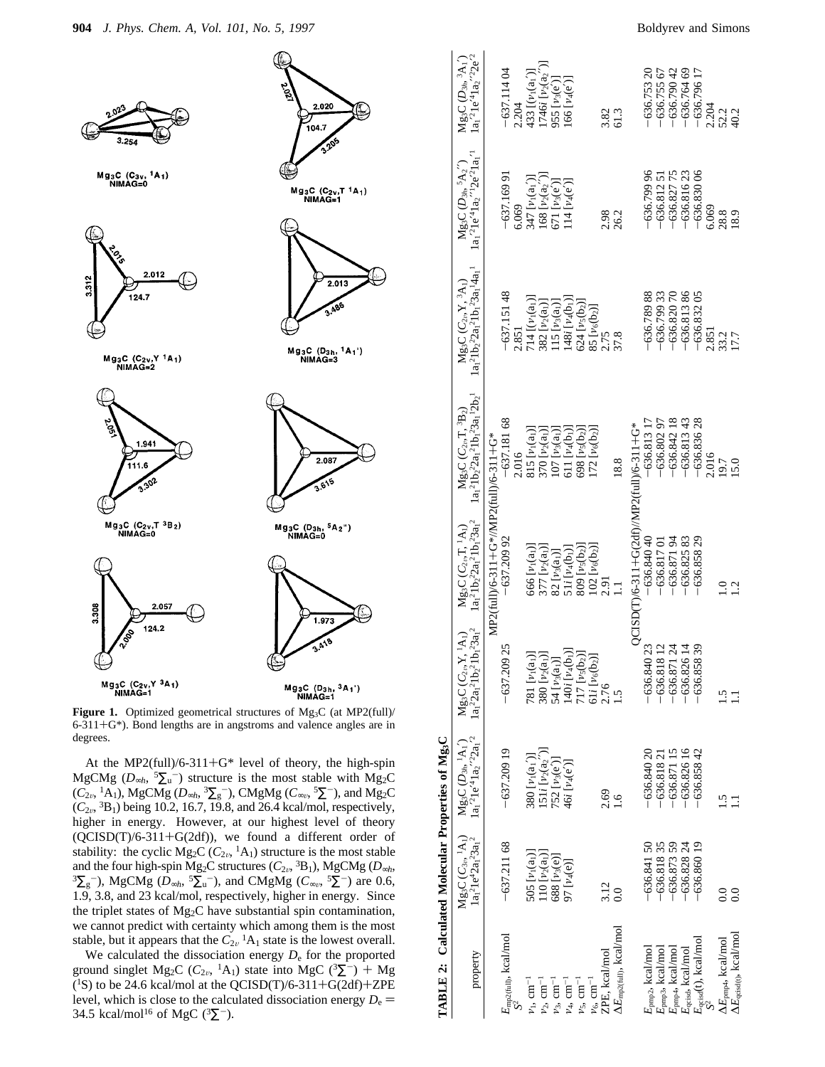**Figure 1.** Optimized geometrical structures of $Mg_3C$ (at MP2(full)/6-311+G*). Bond lengths are in angstroms and valence angles are in degrees.

At the MP2(full)/6-311+G* level of theory, the high-spin MgCMg ($D_{\infty h}$, $^5\Sigma_u^-$) structure is the most stable with $Mg_2C$ ($C_{2v}$, $^1A_1$), MgCMg ($D_{\infty h}$, $^3\Sigma_g^-$), CMgMg ($C_{\infty v}$, $^5\Sigma^-$), and $Mg_2C$ ($C_{2v}$, $^3B_1$) being 10.2, 16.7, 19.8, and 26.4 kcal/mol, respectively, higher in energy. However, at our highest level of theory (QCISD(T)/6-311+G(2df)), we found a different order of stability: the cyclic $Mg_2C$ ($C_{2v}$, $^1A_1$) structure is the most stable and the four high-spin $Mg_2C$ structures ($C_{2v}$, $^3B_1$), MgCMg ($D_{\infty h}$, $^3\Sigma_g^-$), MgCMg ($D_{\infty h}$, $^5\Sigma_u^-$), and CMgMg ($C_{\infty v}$, $^5\Sigma^-$) are 0.6, 1.9, 3.8, and 23 kcal/mol, respectively, higher in energy. Since the triplet states of $Mg_2C$ have substantial spin contamination, we cannot predict with certainty which among them is the most stable, but it appears that the $C_{2v}$ $^1A_1$ state is the lowest overall.

We calculated the dissociation energy $D_e$ for the proported ground singlet $Mg_2C$ ($C_{2v}$, $^1A_1$) state into MgC ($^3\Sigma^-$) + Mg ($^1S$) to be 24.6 kcal/mol at the QCISD(T)/6-311+G(2df)+ZPE level, which is close to the calculated dissociation energy $D_e$ = 34.5 kcal/mol[16] of MgC ($^3\Sigma^-$).

**TABLE 2: Calculated Molecular Properties of $Mg_3C$**

| property | $Mg_3C$ ($C_{3v}$, $^1A_1$) $1a_1^2 1e^4 2a_1^2 3a_1^2$ | $Mg_3C$ ($D_{3h}$, $^1A_1'$) $1a_1'^2 1e'^4 1a_2''^2 2a_1'^2$ | $Mg_3C$ ($C_{2v}$, Y, $^1A_1$) $1a_1^2 2a_1^2 1b_2^2 1b_1^2 3a_1^2$ | $Mg_3C$ ($C_{2v}$, T, $^1A_1$) $1a_1^2 1b_2^2 2a_1^2 1b_1^2 3a_1^2$ | $Mg_3C$ ($C_{2v}$, T, $^3B_2$) $1a_1^2 1b_2^2 2a_1^2 1b_1^2 3a_1^1 2b_2^1$ | $Mg_3C$ ($C_{2v}$, Y, $^3A_1$) $1a_1^2 1b_2^2 2a_1^2 1b_1^2 3a_1^1 4a_1^1$ | $Mg_3C$ ($D_{3h}$, $^5A_2''$) $1a_1'^2 1e'^4 1a_2''^1 2e'^2 1a_1'^1$ | $Mg_3C$ ($D_{3h}$, $^3A_1'$) $1a_1'^2 1e'^4 1a_2''^2 2e'^2$ |
|---|---|---|---|---|---|---|---|---|
| | MP2(full)/6-311+G*//MP2(full)/6-311+G* | | | | | | | |
| $E_{mp2(full)}$, kcal/mol | −637.211 68 | −637.209 19 | −637.209 25 | −637.209 92 | −637.181 68 | −637.151 48 | −637.169 91 | −637.114 04 |
| $S^2$ | | | | | 2.016 | 2.851 | 6.069 | 2.204 |
| $\nu_1$, cm$^{-1}$ | 505 [$\nu_1$(a$_1$)] | 380 [$\nu_1$(a$_1'$)] | 781 [$\nu_1$(a$_1$)] | 666 [$\nu_1$(a$_1$)] | 815 [$\nu_1$(a$_1$)] | 714 [$\nu_1$(a$_1$)] | 347 [$\nu_1$(a$_1'$)] | 433 [$\nu_1$(a$_1'$)] |
| $\nu_2$, cm$^{-1}$ | 110 [$\nu_2$(a$_1$)] | 151$i$ [$\nu_2$(a$_2''$)] | 380 [$\nu_2$(a$_1$)] | 377 [$\nu_2$(a$_1$)] | 370 [$\nu_2$(a$_1$)] | 382 [$\nu_2$(a$_1$)] | 168 [$\nu_2$(a$_2''$)] | 1746$i$ [$\nu_2$(a$_2''$)] |
| $\nu_3$, cm$^{-1}$ | 688 [$\nu_3$(e)] | 752 [$\nu_3$(e$'$)] | 54 [$\nu_3$(a$_1$)] | 82 [$\nu_3$(a$_1$)] | 107 [$\nu_3$(a$_1$)] | 115 [$\nu_3$(a$_1$)] | 671 [$\nu_3$(e$'$)] | 955 [$\nu_3$(e$'$)] |
| $\nu_4$, cm$^{-1}$ | 97 [$\nu_4$(e)] | 46$i$ [$\nu_4$(e$'$)] | 140$i$ [$\nu_4$(b$_1$)] | 51$i$ [$\nu_4$(b$_1$)] | 611 [$\nu_4$(b$_1$)] | 148$i$ [$\nu_4$(b$_1$)] | 114 [$\nu_4$(e$'$)] | 166 [$\nu_4$(e$'$)] |
| $\nu_5$, cm$^{-1}$ | | | 717 [$\nu_5$(b$_2$)] | 809 [$\nu_5$(b$_2$)] | 698 [$\nu_5$(b$_2$)] | 624 [$\nu_5$(b$_2$)] | | |
| $\nu_6$, cm$^{-1}$ | | | 61$i$ [$\nu_6$(b$_2$)] | 102 [$\nu_6$(b$_2$)] | 172 [$\nu_6$(b$_2$)] | 85 [$\nu_6$(b$_2$)] | | |
| ZPE, kcal/mol | 3.12 | 2.69 | 2.76 | 2.91 | | 2.75 | 2.98 | 3.82 |
| $\Delta E_{mp2(full)}$, kcal/mol | 0.0 | 1.6 | 1.5 | 1.1 | 18.8 | 37.8 | 26.2 | 61.3 |
| | QCISD(T)/6-311+G(2df)//MP2(full)/6-311+G* | | | | | | | |
| $E_{pmp2}$, kcal/mol | −636.841 50 | −636.840 20 | −636.840 23 | −636.840 40 | −636.813 17 | −636.789 88 | −636.799 96 | −636.753 20 |
| $E_{pmp3}$, kcal/mol | −636.818 35 | −636.818 21 | −636.818 12 | −636.817 01 | −636.802 97 | −636.799 33 | −636.812 51 | −636.755 67 |
| $E_{pmp4}$, kcal/mol | −636.873 59 | −636.871 15 | −636.871 24 | −636.871 94 | −636.842 18 | −636.820 70 | −636.827 75 | −636.790 42 |
| $E_{qcisd}$, kcal/mol | −636.828 24 | −636.826 16 | −636.826 14 | −636.825 83 | −636.813 43 | −636.813 86 | −636.816 23 | −636.764 69 |
| $E_{qcisd(t)}$, kcal/mol | −636.860 19 | −636.858 42 | −636.858 39 | −636.858 29 | −636.836 28 | −636.832 05 | −636.830 06 | −636.796 17 |
| $S^2$ | | | | | 2.016 | 2.851 | 6.069 | 2.204 |
| $\Delta E_{pmp4}$, kcal/mol | 0.0 | 1.5 | 1.5 | 1.0 | 19.7 | 33.2 | 28.8 | 52.2 |
| $\Delta E_{qcisd(t)}$, kcal/mol | 0.0 | 1.1 | 1.1 | 1.2 | 15.0 | 17.7 | 18.9 | 40.2 |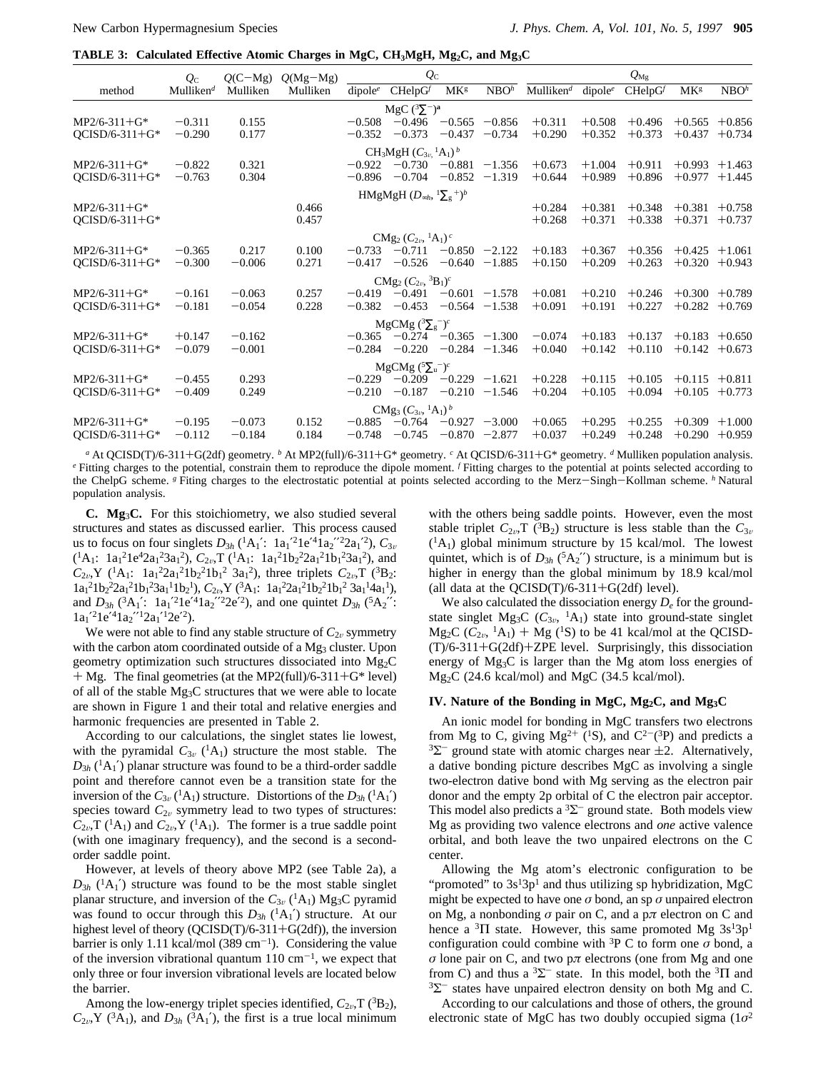**TABLE 3: Calculated Effective Atomic Charges in MgC, $CH_3MgH$, $Mg_2C$, and $Mg_3C$**

| method | $Q_C$ Mulliken[d] | $Q$(C−Mg) Mulliken | $Q$(Mg−Mg) Mulliken | $Q_C$ dipole[e] | $Q_C$ CHelpG[f] | $Q_C$ MK[g] | $Q_C$ NBO[h] | $Q_{Mg}$ Mulliken[d] | $Q_{Mg}$ dipole[e] | $Q_{Mg}$ CHelpG[f] | $Q_{Mg}$ MK[g] | $Q_{Mg}$ NBO[h] |
|---|---|---|---|---|---|---|---|---|---|---|---|---|
| | | | | MgC ($^3\Sigma^-$)[a] | | | | | | | | |
| MP2/6-311+G* | −0.311 | 0.155 | | −0.508 | −0.496 | −0.565 | −0.856 | +0.311 | +0.508 | +0.496 | +0.565 | +0.856 |
| QCISD/6-311+G* | −0.290 | 0.177 | | −0.352 | −0.373 | −0.437 | −0.734 | +0.290 | +0.352 | +0.373 | +0.437 | +0.734 |
| | | | | $CH_3MgH$ ($C_{3v}$, $^1A_1$)[b] | | | | | | | | |
| MP2/6-311+G* | −0.822 | 0.321 | | −0.922 | −0.730 | −0.881 | −1.356 | +0.673 | +1.004 | +0.911 | +0.993 | +1.463 |
| QCISD/6-311+G* | −0.763 | 0.304 | | −0.896 | −0.704 | −0.852 | −1.319 | +0.644 | +0.989 | +0.896 | +0.977 | +1.445 |
| | | | | HMgMgH ($D_{\infty h}$, $^1\Sigma_g^+$)[b] | | | | | | | | |
| MP2/6-311+G* | | | 0.466 | | | | | +0.284 | +0.381 | +0.348 | +0.381 | +0.758 |
| QCISD/6-311+G* | | | 0.457 | | | | | +0.268 | +0.371 | +0.338 | +0.371 | +0.737 |
| | | | | $CMg_2$ ($C_{2v}$, $^1A_1$)[c] | | | | | | | | |
| MP2/6-311+G* | −0.365 | 0.217 | 0.100 | −0.733 | −0.711 | −0.850 | −2.122 | +0.183 | +0.367 | +0.356 | +0.425 | +1.061 |
| QCISD/6-311+G* | −0.300 | −0.006 | 0.271 | −0.417 | −0.526 | −0.640 | −1.885 | +0.150 | +0.209 | +0.263 | +0.320 | +0.943 |
| | | | | $CMg_2$ ($C_{2v}$, $^3B_1$)[c] | | | | | | | | |
| MP2/6-311+G* | −0.161 | −0.063 | 0.257 | −0.419 | −0.491 | −0.601 | −1.578 | +0.081 | +0.210 | +0.246 | +0.300 | +0.789 |
| QCISD/6-311+G* | −0.181 | −0.054 | 0.228 | −0.382 | −0.453 | −0.564 | −1.538 | +0.091 | +0.191 | +0.227 | +0.282 | +0.769 |
| | | | | MgCMg ($^3\Sigma_g^-$)[c] | | | | | | | | |
| MP2/6-311+G* | +0.147 | −0.162 | | −0.365 | −0.274 | −0.365 | −1.300 | −0.074 | +0.183 | +0.137 | +0.183 | +0.650 |
| QCISD/6-311+G* | −0.079 | −0.001 | | −0.284 | −0.220 | −0.284 | −1.346 | +0.040 | +0.142 | +0.110 | +0.142 | +0.673 |
| | | | | MgCMg ($^5\Sigma_u^-$)[c] | | | | | | | | |
| MP2/6-311+G* | −0.455 | 0.293 | | −0.229 | −0.209 | −0.229 | −1.621 | +0.228 | +0.115 | +0.105 | +0.115 | +0.811 |
| QCISD/6-311+G* | −0.409 | 0.249 | | −0.210 | −0.187 | −0.210 | −1.546 | +0.204 | +0.105 | +0.094 | +0.105 | +0.773 |
| | | | | $CMg_3$ ($C_{3v}$, $^1A_1$)[b] | | | | | | | | |
| MP2/6-311+G* | −0.195 | −0.073 | 0.152 | −0.885 | −0.764 | −0.927 | −3.000 | +0.065 | +0.295 | +0.255 | +0.309 | +1.000 |
| QCISD/6-311+G* | −0.112 | −0.184 | 0.184 | −0.748 | −0.745 | −0.870 | −2.877 | +0.037 | +0.249 | +0.248 | +0.290 | +0.959 |

[a] At QCISD(T)/6-311+G(2df) geometry. [b] At MP2(full)/6-311+G* geometry. [c] At QCISD/6-311+G* geometry. [d] Mulliken population analysis. [e] Fitting charges to the potential, constrain them to reproduce the dipole moment. [f] Fitting charges to the potential at points selected according to the ChelpG scheme. [g] Fitting charges to the electrostatic potential at points selected according to the Merz−Singh−Kollman scheme. [h] Natural population analysis.

**C. $Mg_3C$.** For this stoichiometry, we also studied several structures and states as discussed earlier. This process caused us to focus on four singlets $D_{3h}$ ($^1A_1'$: $1a_1'^2 1e'^4 1a_2''^2 2a_1'^2$), $C_{3v}$ ($^1A_1$: $1a_1^2 1e^4 2a_1^2 3a_1^2$), $C_{2v}$,T ($^1A_1$: $1a_1^2 1b_2^2 2a_1^2 1b_1^2 3a_1^2$), and $C_{2v}$,Y ($^1A_1$: $1a_1^2 2a_1^2 1b_2^2 1b_1^2$ $3a_1^2$), three triplets $C_{2v}$,T ($^3B_2$: $1a_1^2 1b_2^2 2a_1^2 1b_1^2 3a_1^1 1b_2^1$), $C_{2v}$,Y ($^3A_1$: $1a_1^2 2a_1^2 1b_2^2 1b_1^2$ $3a_1^1 4a_1^1$), and $D_{3h}$ ($^3A_1'$: $1a_1'^2 1e'^4 1a_2''^2 2e'^2$), and one quintet $D_{3h}$ ($^5A_2''$: $1a_1'^2 1e'^4 1a_2''^1 2a_1'^1 2e'^2$).

We were not able to find any stable structure of $C_{2v}$ symmetry with the carbon atom coordinated outside of a $Mg_3$ cluster. Upon geometry optimization such structures dissociated into $Mg_2C$ + Mg. The final geometries (at the MP2(full)/6-311+G* level) of all of the stable $Mg_3C$ structures that we were able to locate are shown in Figure 1 and their total and relative energies and harmonic frequencies are presented in Table 2.

According to our calculations, the singlet states lie lowest, with the pyramidal $C_{3v}$ ($^1A_1$) structure the most stable. The $D_{3h}$ ($^1A_1'$) planar structure was found to be a third-order saddle point and therefore cannot even be a transition state for the inversion of the $C_{3v}$ ($^1A_1$) structure. Distortions of the $D_{3h}$ ($^1A_1'$) species toward $C_{2v}$ symmetry lead to two types of structures: $C_{2v}$,T ($^1A_1$) and $C_{2v}$,Y ($^1A_1$). The former is a true saddle point (with one imaginary frequency), and the second is a second-order saddle point.

However, at levels of theory above MP2 (see Table 2a), a $D_{3h}$ ($^1A_1'$) structure was found to be the most stable singlet planar structure, and inversion of the $C_{3v}$ ($^1A_1$) $Mg_3C$ pyramid was found to occur through this $D_{3h}$ ($^1A_1'$) structure. At our highest level of theory (QCISD(T)/6-311+G(2df)), the inversion barrier is only 1.11 kcal/mol (389 cm$^{-1}$). Considering the value of the inversion vibrational quantum 110 cm$^{-1}$, we expect that only three or four inversion vibrational levels are located below the barrier.

Among the low-energy triplet species identified, $C_{2v}$,T ($^3B_2$), $C_{2v}$,Y ($^3A_1$), and $D_{3h}$ ($^3A_1'$), the first is a true local minimum with the others being saddle points. However, even the most stable triplet $C_{2v}$,T ($^3B_2$) structure is less stable than the $C_{3v}$ ($^1A_1$) global minimum structure by 15 kcal/mol. The lowest quintet, which is of $D_{3h}$ ($^5A_2''$) structure, is a minimum but is higher in energy than the global minimum by 18.9 kcal/mol (all data at the QCISD(T)/6-311+G(2df) level).

We also calculated the dissociation energy $D_e$ for the ground-state singlet $Mg_3C$ ($C_{3v}$, $^1A_1$) state into ground-state singlet $Mg_2C$ ($C_{2v}$, $^1A_1$) + Mg ($^1S$) to be 41 kcal/mol at the QCISD(T)/6-311+G(2df)+ZPE level. Surprisingly, this dissociation energy of $Mg_3C$ is larger than the Mg atom loss energies of $Mg_2C$ (24.6 kcal/mol) and MgC (34.5 kcal/mol).

## IV. Nature of the Bonding in MgC, $Mg_2C$, and $Mg_3C$

An ionic model for bonding in MgC transfers two electrons from Mg to C, giving $Mg^{2+}$ ($^1S$), and $C^{2-}$($^3P$) and predicts a $^3\Sigma^-$ ground state with atomic charges near ±2. Alternatively, a dative bonding picture describes MgC as involving a single two-electron dative bond with Mg serving as the electron pair donor and the empty 2p orbital of C the electron pair acceptor. This model also predicts a $^3\Sigma^-$ ground state. Both models view Mg as providing two valence electrons and *one* active valence orbital, and both leave the two unpaired electrons on the C center.

Allowing the Mg atom's electronic configuration to be "promoted" to $3s^1 3p^1$ and thus utilizing sp hybridization, MgC might be expected to have one $\sigma$ bond, an sp $\sigma$ unpaired electron on Mg, a nonbonding $\sigma$ pair on C, and a p$\pi$ electron on C and hence a $^3\Pi$ state. However, this same promoted Mg $3s^1 3p^1$ configuration could combine with $^3P$ C to form one $\sigma$ bond, a $\sigma$ lone pair on C, and two p$\pi$ electrons (one from Mg and one from C) and thus a $^3\Sigma^-$ state. In this model, both the $^3\Pi$ and $^3\Sigma^-$ states have unpaired electron density on both Mg and C.

According to our calculations and those of others, the ground electronic state of MgC has two doubly occupied sigma ($1\sigma^2$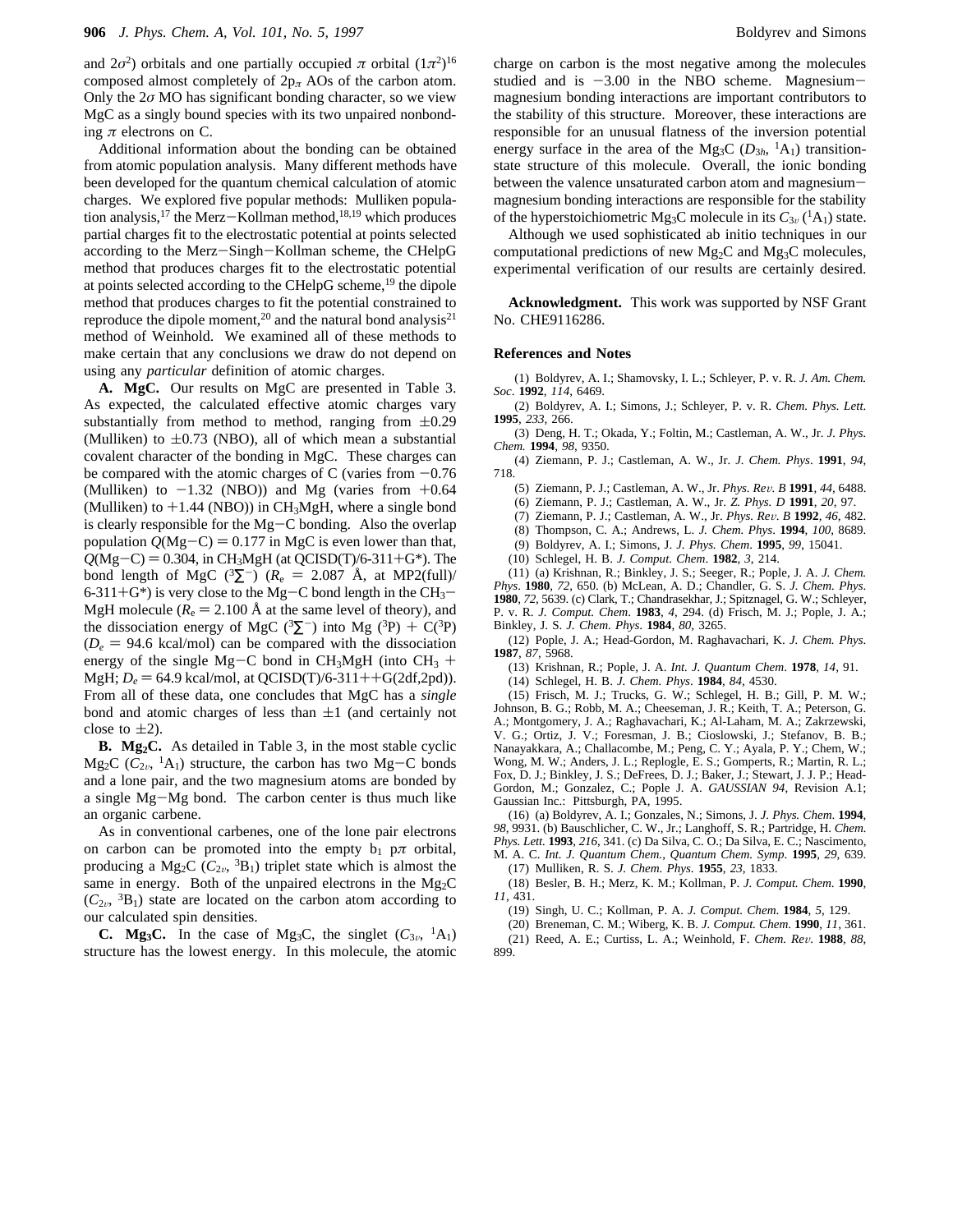and $2\sigma^2$) orbitals and one partially occupied $\pi$ orbital ($1\pi^2$)[16] composed almost completely of $2p_\pi$ AOs of the carbon atom. Only the $2\sigma$ MO has significant bonding character, so we view MgC as a singly bound species with its two unpaired nonbonding $\pi$ electrons on C.

Additional information about the bonding can be obtained from atomic population analysis. Many different methods have been developed for the quantum chemical calculation of atomic charges. We explored five popular methods: Mulliken population analysis,[17] the Merz–Kollman method,[18,19] which produces partial charges fit to the electrostatic potential at points selected according to the Merz–Singh–Kollman scheme, the CHelpG method that produces charges fit to the electrostatic potential at points selected according to the CHelpG scheme,[19] the dipole method that produces charges to fit the potential constrained to reproduce the dipole moment,[20] and the natural bond analysis[21] method of Weinhold. We examined all of these methods to make certain that any conclusions we draw do not depend on using any *particular* definition of atomic charges.

**A. MgC.** Our results on MgC are presented in Table 3. As expected, the calculated effective atomic charges vary substantially from method to method, ranging from $\pm0.29$ (Mulliken) to $\pm0.73$ (NBO), all of which mean a substantial covalent character of the bonding in MgC. These charges can be compared with the atomic charges of C (varies from $-0.76$ (Mulliken) to $-1.32$ (NBO)) and Mg (varies from $+0.64$ (Mulliken) to $+1.44$ (NBO)) in $CH_3MgH$, where a single bond is clearly responsible for the Mg–C bonding. Also the overlap population $Q(\text{Mg–C}) = 0.177$ in MgC is even lower than that, $Q(\text{Mg–C}) = 0.304$, in $CH_3MgH$ (at QCISD(T)/6-311+G*). The bond length of MgC ($^3\Sigma^-$) ($R_e = 2.087$ Å, at MP2(full)/6-311+G*) is very close to the Mg–C bond length in the $CH_3$–MgH molecule ($R_e = 2.100$ Å at the same level of theory), and the dissociation energy of MgC ($^3\Sigma^-$) into Mg ($^3P$) + C($^3P$) ($D_e = 94.6$ kcal/mol) can be compared with the dissociation energy of the single Mg–C bond in $CH_3MgH$ (into $CH_3$ + MgH; $D_e = 64.9$ kcal/mol, at QCISD(T)/6-311++G(2df,2pd)). From all of these data, one concludes that MgC has a *single* bond and atomic charges of less than $\pm1$ (and certainly not close to $\pm2$).

**B. $Mg_2C$.** As detailed in Table 3, in the most stable cyclic $Mg_2C$ ($C_{2v}$, $^1A_1$) structure, the carbon has two Mg–C bonds and a lone pair, and the two magnesium atoms are bonded by a single Mg–Mg bond. The carbon center is thus much like an organic carbene.

As in conventional carbenes, one of the lone pair electrons on carbon can be promoted into the empty $b_1$ $p\pi$ orbital, producing a $Mg_2C$ ($C_{2v}$, $^3B_1$) triplet state which is almost the same in energy. Both of the unpaired electrons in the $Mg_2C$ ($C_{2v}$, $^3B_1$) state are located on the carbon atom according to our calculated spin densities.

**C. $Mg_3C$.** In the case of $Mg_3C$, the singlet ($C_{3v}$, $^1A_1$) structure has the lowest energy. In this molecule, the atomic charge on carbon is the most negative among the molecules studied and is $-3.00$ in the NBO scheme. Magnesium–magnesium bonding interactions are important contributors to the stability of this structure. Moreover, these interactions are responsible for an unusual flatness of the inversion potential energy surface in the area of the $Mg_3C$ ($D_{3h}$, $^1A_1$) transition-state structure of this molecule. Overall, the ionic bonding between the valence unsaturated carbon atom and magnesium–magnesium bonding interactions are responsible for the stability of the hyperstoichiometric $Mg_3C$ molecule in its $C_{3v}$ ($^1A_1$) state.

Although we used sophisticated ab initio techniques in our computational predictions of new $Mg_2C$ and $Mg_3C$ molecules, experimental verification of our results are certainly desired.

**Acknowledgment.** This work was supported by NSF Grant No. CHE9116286.

## References and Notes

(1) Boldyrev, A. I.; Shamovsky, I. L.; Schleyer, P. v. R. *J. Am. Chem. Soc.* **1992**, *114*, 6469.

(2) Boldyrev, A. I.; Simons, J.; Schleyer, P. v. R. *Chem. Phys. Lett.* **1995**, *233*, 266.

(3) Deng, H. T.; Okada, Y.; Foltin, M.; Castleman, A. W., Jr. *J. Phys. Chem.* **1994**, *98*, 9350.

(4) Ziemann, P. J.; Castleman, A. W., Jr. *J. Chem. Phys.* **1991**, *94*, 718.

(5) Ziemann, P. J.; Castleman, A. W., Jr. *Phys. Rev. B* **1991**, *44*, 6488.

(6) Ziemann, P. J.; Castleman, A. W., Jr. *Z. Phys. D* **1991**, *20*, 97.

(7) Ziemann, P. J.; Castleman, A. W., Jr. *Phys. Rev. B* **1992**, *46*, 482.

(8) Thompson, C. A.; Andrews, L. *J. Chem. Phys.* **1994**, *100*, 8689.

(9) Boldyrev, A. I.; Simons, J. *J. Phys. Chem.* **1995**, *99*, 15041.

(10) Schlegel, H. B. *J. Comput. Chem.* **1982**, *3*, 214.

(11) (a) Krishnan, R.; Binkley, J. S.; Seeger, R.; Pople, J. A. *J. Chem. Phys.* **1980**, *72*, 650. (b) McLean, A. D.; Chandler, G. S. *J. Chem. Phys.* **1980**, *72*, 5639. (c) Clark, T.; Chandrasekhar, J.; Spitznagel, G. W.; Schleyer, P. v. R. *J. Comput. Chem.* **1983**, *4*, 294. (d) Frisch, M. J.; Pople, J. A.; Binkley, J. S. *J. Chem. Phys.* **1984**, *80*, 3265.

(12) Pople, J. A.; Head-Gordon, M. Raghavachari, K. *J. Chem. Phys.* **1987**, *87*, 5968.

(13) Krishnan, R.; Pople, J. A. *Int. J. Quantum Chem.* **1978**, *14*, 91.

(14) Schlegel, H. B. *J. Chem. Phys.* **1984**, *84*, 4530.

(15) Frisch, M. J.; Trucks, G. W.; Schlegel, H. B.; Gill, P. M. W.; Johnson, B. G.; Robb, M. A.; Cheeseman, J. R.; Keith, T. A.; Peterson, G. A.; Montgomery, J. A.; Raghavachari, K.; Al-Laham, M. A.; Zakrzewski, V. G.; Ortiz, J. V.; Foresman, J. B.; Cioslowski, J.; Stefanov, B. B.; Nanayakkara, A.; Challacombe, M.; Peng, C. Y.; Ayala, P. Y.; Chem, W.; Wong, M. W.; Anders, J. L.; Replogle, E. S.; Gomperts, R.; Martin, R. L.; Fox, D. J.; Binkley, J. S.; DeFrees, D. J.; Baker, J.; Stewart, J. J. P.; Head-Gordon, M.; Gonzalez, C.; Pople J. A. *GAUSSIAN 94*, Revision A.1; Gaussian Inc.: Pittsburgh, PA, 1995.

(16) (a) Boldyrev, A. I.; Gonzales, N.; Simons, J. *J. Phys. Chem.* **1994**, *98*, 9931. (b) Bauschlicher, C. W., Jr.; Langhoff, S. R.; Partridge, H. *Chem. Phys. Lett.* **1993**, *216*, 341. (c) Da Silva, C. O.; Da Silva, E. C.; Nascimento, M. A. C. *Int. J. Quantum Chem., Quantum Chem. Symp.* **1995**, *29*, 639.

(17) Mulliken, R. S. *J. Chem. Phys.* **1955**, *23*, 1833.

(18) Besler, B. H.; Merz, K. M.; Kollman, P. *J. Comput. Chem.* **1990**, *11*, 431.

(19) Singh, U. C.; Kollman, P. A. *J. Comput. Chem.* **1984**, *5*, 129.

(20) Breneman, C. M.; Wiberg, K. B. *J. Comput. Chem.* **1990**, *11*, 361.

(21) Reed, A. E.; Curtiss, L. A.; Weinhold, F. *Chem. Rev.* **1988**, *88*, 899.